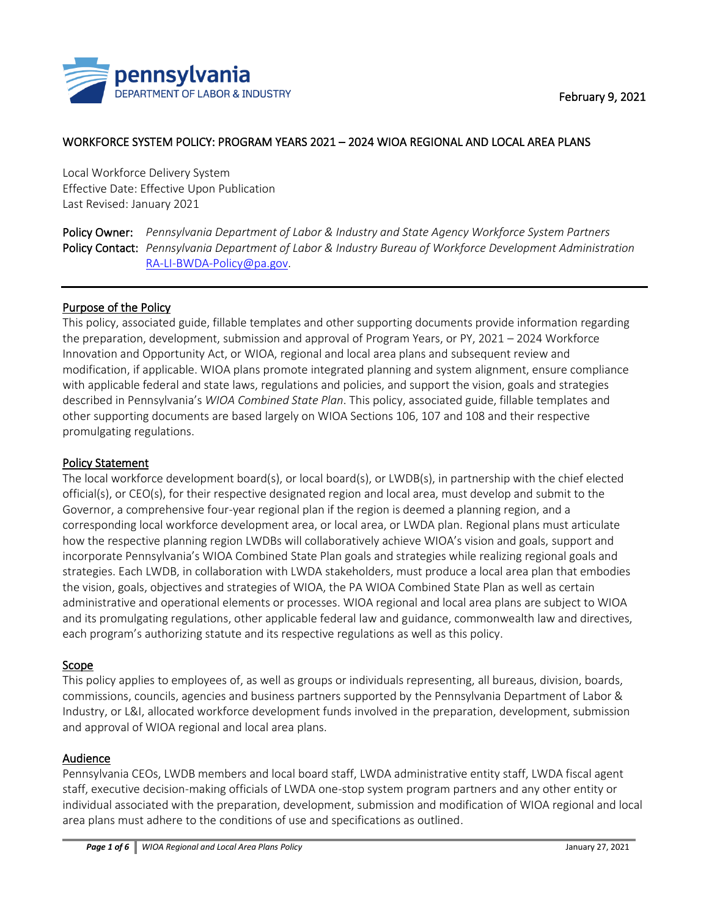February 9, 2021

# WORKFORCE SYSTEM POLICY: PROGRAM YEARS 2021 – 2024 WIOA REGIONAL AND LOCAL AREA PLANS

Local Workforce Delivery System
Effective Date: Effective Upon Publication
Last Revised: January 2021

**Policy Owner:** *Pennsylvania Department of Labor & Industry and State Agency Workforce System Partners*
**Policy Contact:** *Pennsylvania Department of Labor & Industry Bureau of Workforce Development Administration* RA-LI-BWDA-Policy@pa.gov.

---

## Purpose of the Policy

This policy, associated guide, fillable templates and other supporting documents provide information regarding the preparation, development, submission and approval of Program Years, or PY, 2021 – 2024 Workforce Innovation and Opportunity Act, or WIOA, regional and local area plans and subsequent review and modification, if applicable. WIOA plans promote integrated planning and system alignment, ensure compliance with applicable federal and state laws, regulations and policies, and support the vision, goals and strategies described in Pennsylvania's *WIOA Combined State Plan*. This policy, associated guide, fillable templates and other supporting documents are based largely on WIOA Sections 106, 107 and 108 and their respective promulgating regulations.

## Policy Statement

The local workforce development board(s), or local board(s), or LWDB(s), in partnership with the chief elected official(s), or CEO(s), for their respective designated region and local area, must develop and submit to the Governor, a comprehensive four-year regional plan if the region is deemed a planning region, and a corresponding local workforce development area, or local area, or LWDA plan. Regional plans must articulate how the respective planning region LWDBs will collaboratively achieve WIOA's vision and goals, support and incorporate Pennsylvania's WIOA Combined State Plan goals and strategies while realizing regional goals and strategies. Each LWDB, in collaboration with LWDA stakeholders, must produce a local area plan that embodies the vision, goals, objectives and strategies of WIOA, the PA WIOA Combined State Plan as well as certain administrative and operational elements or processes. WIOA regional and local area plans are subject to WIOA and its promulgating regulations, other applicable federal law and guidance, commonwealth law and directives, each program's authorizing statute and its respective regulations as well as this policy.

## Scope

This policy applies to employees of, as well as groups or individuals representing, all bureaus, division, boards, commissions, councils, agencies and business partners supported by the Pennsylvania Department of Labor & Industry, or L&I, allocated workforce development funds involved in the preparation, development, submission and approval of WIOA regional and local area plans.

## Audience

Pennsylvania CEOs, LWDB members and local board staff, LWDA administrative entity staff, LWDA fiscal agent staff, executive decision-making officials of LWDA one-stop system program partners and any other entity or individual associated with the preparation, development, submission and modification of WIOA regional and local area plans must adhere to the conditions of use and specifications as outlined.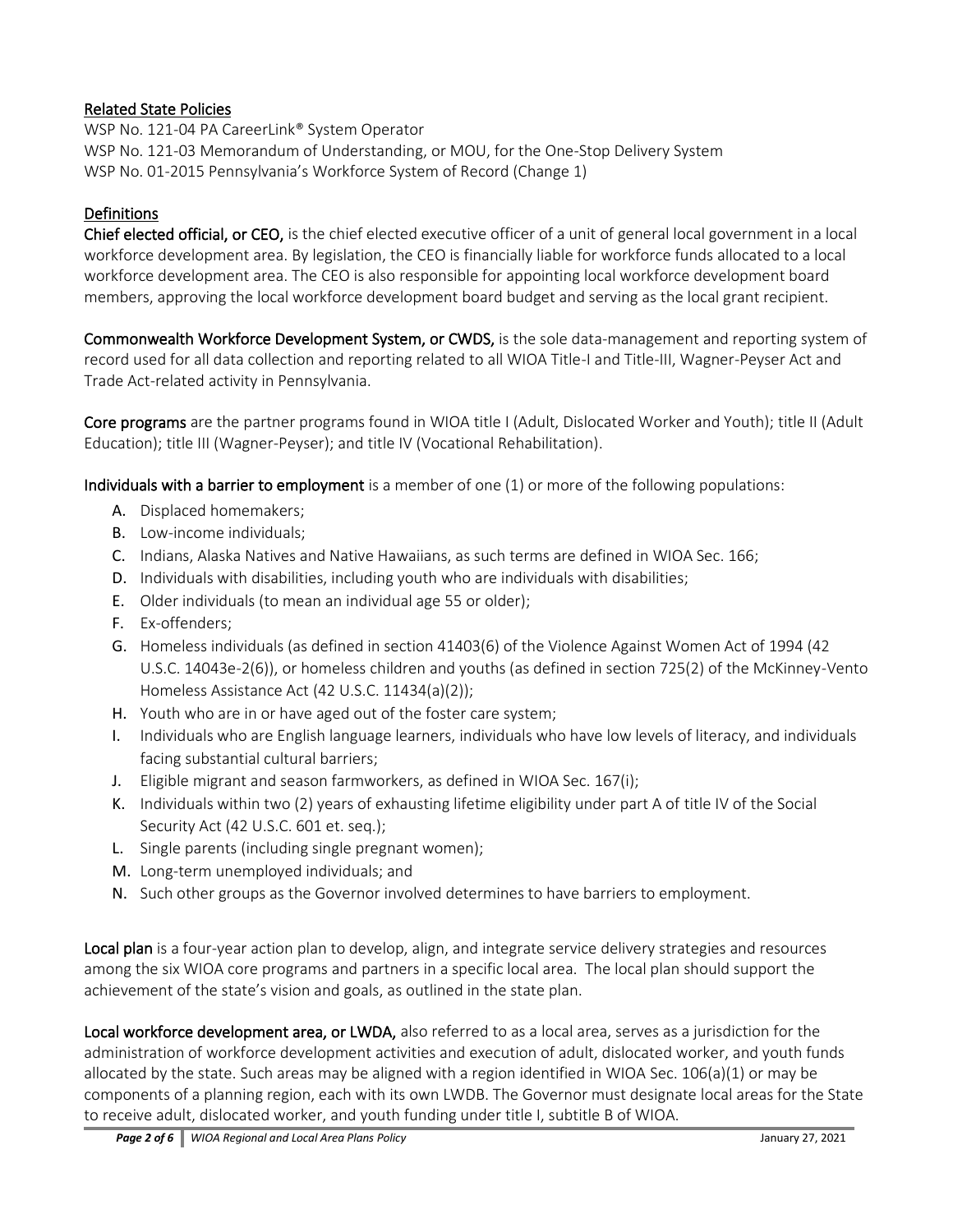## Related State Policies

WSP No. 121-04 PA CareerLink® System Operator
WSP No. 121-03 Memorandum of Understanding, or MOU, for the One-Stop Delivery System
WSP No. 01-2015 Pennsylvania's Workforce System of Record (Change 1)

## Definitions

**Chief elected official, or CEO,** is the chief elected executive officer of a unit of general local government in a local workforce development area. By legislation, the CEO is financially liable for workforce funds allocated to a local workforce development area. The CEO is also responsible for appointing local workforce development board members, approving the local workforce development board budget and serving as the local grant recipient.

**Commonwealth Workforce Development System, or CWDS,** is the sole data-management and reporting system of record used for all data collection and reporting related to all WIOA Title-I and Title-III, Wagner-Peyser Act and Trade Act-related activity in Pennsylvania.

**Core programs** are the partner programs found in WIOA title I (Adult, Dislocated Worker and Youth); title II (Adult Education); title III (Wagner-Peyser); and title IV (Vocational Rehabilitation).

**Individuals with a barrier to employment** is a member of one (1) or more of the following populations:

A. Displaced homemakers;
B. Low-income individuals;
C. Indians, Alaska Natives and Native Hawaiians, as such terms are defined in WIOA Sec. 166;
D. Individuals with disabilities, including youth who are individuals with disabilities;
E. Older individuals (to mean an individual age 55 or older);
F. Ex-offenders;
G. Homeless individuals (as defined in section 41403(6) of the Violence Against Women Act of 1994 (42 U.S.C. 14043e-2(6)), or homeless children and youths (as defined in section 725(2) of the McKinney-Vento Homeless Assistance Act (42 U.S.C. 11434(a)(2));
H. Youth who are in or have aged out of the foster care system;
I. Individuals who are English language learners, individuals who have low levels of literacy, and individuals facing substantial cultural barriers;
J. Eligible migrant and season farmworkers, as defined in WIOA Sec. 167(i);
K. Individuals within two (2) years of exhausting lifetime eligibility under part A of title IV of the Social Security Act (42 U.S.C. 601 et. seq.);
L. Single parents (including single pregnant women);
M. Long-term unemployed individuals; and
N. Such other groups as the Governor involved determines to have barriers to employment.

**Local plan** is a four-year action plan to develop, align, and integrate service delivery strategies and resources among the six WIOA core programs and partners in a specific local area. The local plan should support the achievement of the state's vision and goals, as outlined in the state plan.

**Local workforce development area, or LWDA,** also referred to as a local area, serves as a jurisdiction for the administration of workforce development activities and execution of adult, dislocated worker, and youth funds allocated by the state. Such areas may be aligned with a region identified in WIOA Sec. 106(a)(1) or may be components of a planning region, each with its own LWDB. The Governor must designate local areas for the State to receive adult, dislocated worker, and youth funding under title I, subtitle B of WIOA.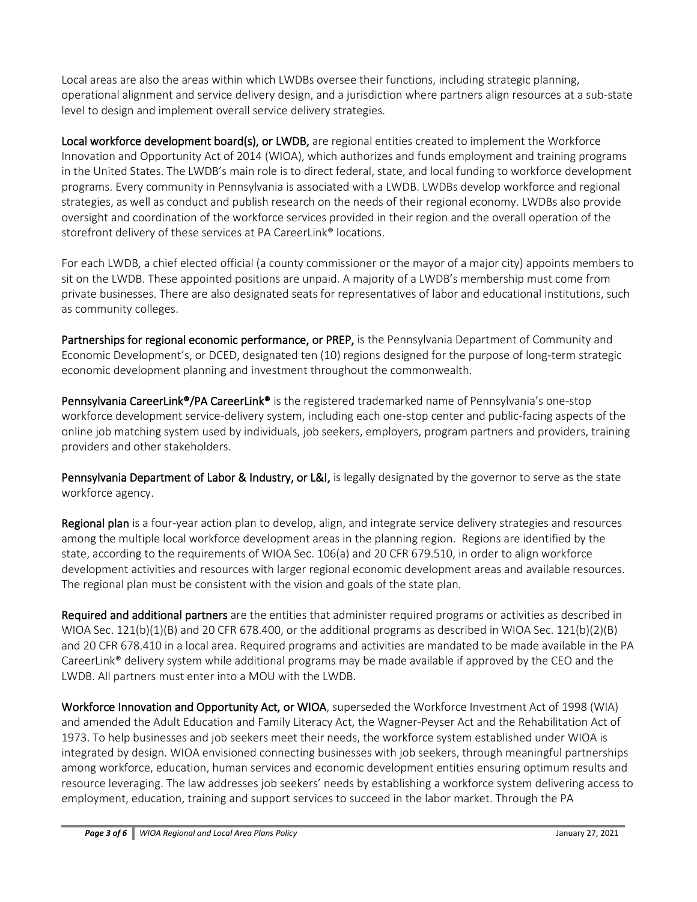Local areas are also the areas within which LWDBs oversee their functions, including strategic planning, operational alignment and service delivery design, and a jurisdiction where partners align resources at a sub-state level to design and implement overall service delivery strategies.

**Local workforce development board(s), or LWDB,** are regional entities created to implement the Workforce Innovation and Opportunity Act of 2014 (WIOA), which authorizes and funds employment and training programs in the United States. The LWDB's main role is to direct federal, state, and local funding to workforce development programs. Every community in Pennsylvania is associated with a LWDB. LWDBs develop workforce and regional strategies, as well as conduct and publish research on the needs of their regional economy. LWDBs also provide oversight and coordination of the workforce services provided in their region and the overall operation of the storefront delivery of these services at PA CareerLink® locations.

For each LWDB, a chief elected official (a county commissioner or the mayor of a major city) appoints members to sit on the LWDB. These appointed positions are unpaid. A majority of a LWDB's membership must come from private businesses. There are also designated seats for representatives of labor and educational institutions, such as community colleges.

**Partnerships for regional economic performance, or PREP,** is the Pennsylvania Department of Community and Economic Development's, or DCED, designated ten (10) regions designed for the purpose of long-term strategic economic development planning and investment throughout the commonwealth.

**Pennsylvania CareerLink®/PA CareerLink®** is the registered trademarked name of Pennsylvania's one-stop workforce development service-delivery system, including each one-stop center and public-facing aspects of the online job matching system used by individuals, job seekers, employers, program partners and providers, training providers and other stakeholders.

**Pennsylvania Department of Labor & Industry, or L&I,** is legally designated by the governor to serve as the state workforce agency.

**Regional plan** is a four-year action plan to develop, align, and integrate service delivery strategies and resources among the multiple local workforce development areas in the planning region. Regions are identified by the state, according to the requirements of WIOA Sec. 106(a) and 20 CFR 679.510, in order to align workforce development activities and resources with larger regional economic development areas and available resources. The regional plan must be consistent with the vision and goals of the state plan.

**Required and additional partners** are the entities that administer required programs or activities as described in WIOA Sec. 121(b)(1)(B) and 20 CFR 678.400, or the additional programs as described in WIOA Sec. 121(b)(2)(B) and 20 CFR 678.410 in a local area. Required programs and activities are mandated to be made available in the PA CareerLink® delivery system while additional programs may be made available if approved by the CEO and the LWDB. All partners must enter into a MOU with the LWDB.

**Workforce Innovation and Opportunity Act, or WIOA**, superseded the Workforce Investment Act of 1998 (WIA) and amended the Adult Education and Family Literacy Act, the Wagner-Peyser Act and the Rehabilitation Act of 1973. To help businesses and job seekers meet their needs, the workforce system established under WIOA is integrated by design. WIOA envisioned connecting businesses with job seekers, through meaningful partnerships among workforce, education, human services and economic development entities ensuring optimum results and resource leveraging. The law addresses job seekers' needs by establishing a workforce system delivering access to employment, education, training and support services to succeed in the labor market. Through the PA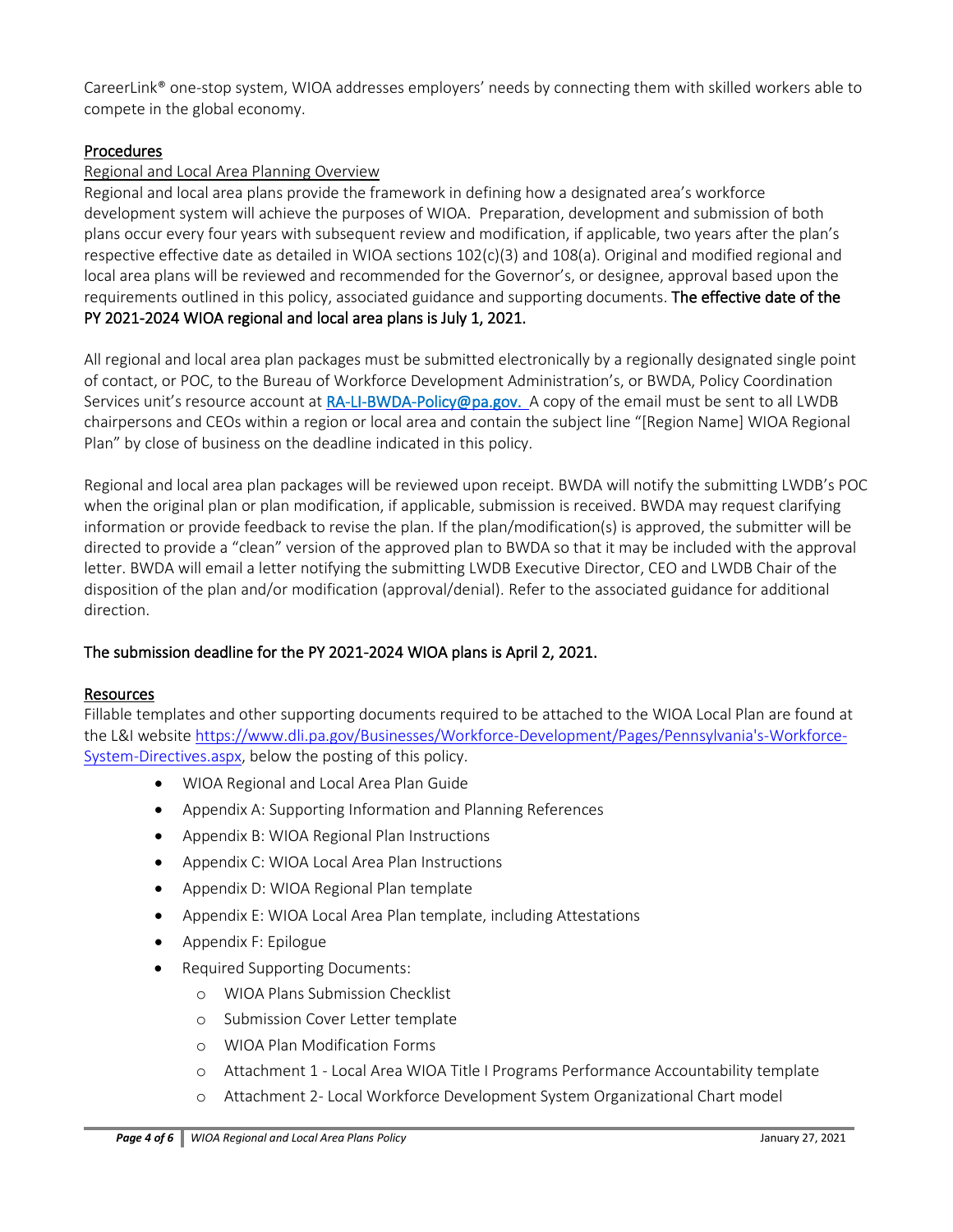CareerLink® one-stop system, WIOA addresses employers' needs by connecting them with skilled workers able to compete in the global economy.

## Procedures

### Regional and Local Area Planning Overview

Regional and local area plans provide the framework in defining how a designated area's workforce development system will achieve the purposes of WIOA. Preparation, development and submission of both plans occur every four years with subsequent review and modification, if applicable, two years after the plan's respective effective date as detailed in WIOA sections 102(c)(3) and 108(a). Original and modified regional and local area plans will be reviewed and recommended for the Governor's, or designee, approval based upon the requirements outlined in this policy, associated guidance and supporting documents. **The effective date of the PY 2021-2024 WIOA regional and local area plans is July 1, 2021.**

All regional and local area plan packages must be submitted electronically by a regionally designated single point of contact, or POC, to the Bureau of Workforce Development Administration's, or BWDA, Policy Coordination Services unit's resource account at [RA-LI-BWDA-Policy@pa.gov.](mailto:RA-LI-BWDA-Policy@pa.gov) A copy of the email must be sent to all LWDB chairpersons and CEOs within a region or local area and contain the subject line "[Region Name] WIOA Regional Plan" by close of business on the deadline indicated in this policy.

Regional and local area plan packages will be reviewed upon receipt. BWDA will notify the submitting LWDB's POC when the original plan or plan modification, if applicable, submission is received. BWDA may request clarifying information or provide feedback to revise the plan. If the plan/modification(s) is approved, the submitter will be directed to provide a "clean" version of the approved plan to BWDA so that it may be included with the approval letter. BWDA will email a letter notifying the submitting LWDB Executive Director, CEO and LWDB Chair of the disposition of the plan and/or modification (approval/denial). Refer to the associated guidance for additional direction.

**The submission deadline for the PY 2021-2024 WIOA plans is April 2, 2021.**

## Resources

Fillable templates and other supporting documents required to be attached to the WIOA Local Plan are found at the L&I website [https://www.dli.pa.gov/Businesses/Workforce-Development/Pages/Pennsylvania's-Workforce-System-Directives.aspx](https://www.dli.pa.gov/Businesses/Workforce-Development/Pages/Pennsylvania's-Workforce-System-Directives.aspx), below the posting of this policy.

- WIOA Regional and Local Area Plan Guide
- Appendix A: Supporting Information and Planning References
- Appendix B: WIOA Regional Plan Instructions
- Appendix C: WIOA Local Area Plan Instructions
- Appendix D: WIOA Regional Plan template
- Appendix E: WIOA Local Area Plan template, including Attestations
- Appendix F: Epilogue
- Required Supporting Documents:
  - WIOA Plans Submission Checklist
  - Submission Cover Letter template
  - WIOA Plan Modification Forms
  - Attachment 1 - Local Area WIOA Title I Programs Performance Accountability template
  - Attachment 2- Local Workforce Development System Organizational Chart model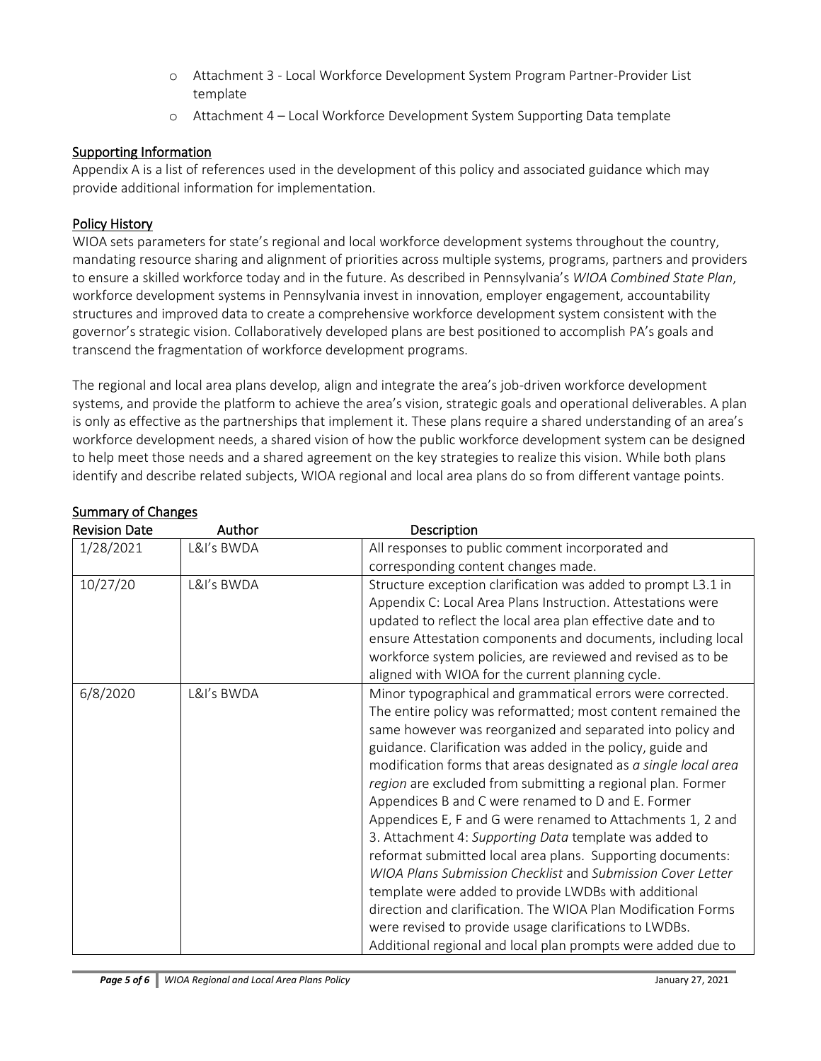- Attachment 3 - Local Workforce Development System Program Partner-Provider List template
- Attachment 4 – Local Workforce Development System Supporting Data template

## Supporting Information

Appendix A is a list of references used in the development of this policy and associated guidance which may provide additional information for implementation.

## Policy History

WIOA sets parameters for state's regional and local workforce development systems throughout the country, mandating resource sharing and alignment of priorities across multiple systems, programs, partners and providers to ensure a skilled workforce today and in the future. As described in Pennsylvania's *WIOA Combined State Plan*, workforce development systems in Pennsylvania invest in innovation, employer engagement, accountability structures and improved data to create a comprehensive workforce development system consistent with the governor's strategic vision. Collaboratively developed plans are best positioned to accomplish PA's goals and transcend the fragmentation of workforce development programs.

The regional and local area plans develop, align and integrate the area's job-driven workforce development systems, and provide the platform to achieve the area's vision, strategic goals and operational deliverables. A plan is only as effective as the partnerships that implement it. These plans require a shared understanding of an area's workforce development needs, a shared vision of how the public workforce development system can be designed to help meet those needs and a shared agreement on the key strategies to realize this vision. While both plans identify and describe related subjects, WIOA regional and local area plans do so from different vantage points.

## Summary of Changes

| Revision Date | Author | Description |
|---|---|---|
| 1/28/2021 | L&I's BWDA | All responses to public comment incorporated and corresponding content changes made. |
| 10/27/20 | L&I's BWDA | Structure exception clarification was added to prompt L3.1 in Appendix C: Local Area Plans Instruction. Attestations were updated to reflect the local area plan effective date and to ensure Attestation components and documents, including local workforce system policies, are reviewed and revised as to be aligned with WIOA for the current planning cycle. |
| 6/8/2020 | L&I's BWDA | Minor typographical and grammatical errors were corrected. The entire policy was reformatted; most content remained the same however was reorganized and separated into policy and guidance. Clarification was added in the policy, guide and modification forms that areas designated as *a single local area region* are excluded from submitting a regional plan. Former Appendices B and C were renamed to D and E. Former Appendices E, F and G were renamed to Attachments 1, 2 and 3. Attachment 4: *Supporting Data* template was added to reformat submitted local area plans. Supporting documents: *WIOA Plans Submission Checklist* and *Submission Cover Letter* template were added to provide LWDBs with additional direction and clarification. The WIOA Plan Modification Forms were revised to provide usage clarifications to LWDBs. Additional regional and local plan prompts were added due to |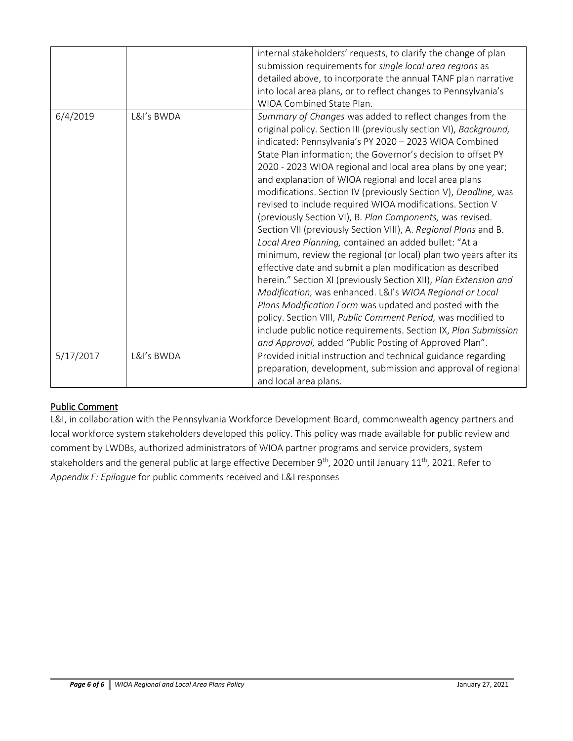| | | |
|---|---|---|
| | | internal stakeholders' requests, to clarify the change of plan submission requirements for *single local area regions* as detailed above, to incorporate the annual TANF plan narrative into local area plans, or to reflect changes to Pennsylvania's WIOA Combined State Plan. |
| 6/4/2019 | L&I's BWDA | *Summary of Changes* was added to reflect changes from the original policy. Section III (previously section VI), *Background,* indicated: Pennsylvania's PY 2020 – 2023 WIOA Combined State Plan information; the Governor's decision to offset PY 2020 - 2023 WIOA regional and local area plans by one year; and explanation of WIOA regional and local area plans modifications. Section IV (previously Section V), *Deadline,* was revised to include required WIOA modifications. Section V (previously Section VI), B. *Plan Components,* was revised. Section VII (previously Section VIII), A. *Regional Plans* and B. *Local Area Planning,* contained an added bullet: "At a minimum, review the regional (or local) plan two years after its effective date and submit a plan modification as described herein." Section XI (previously Section XII), *Plan Extension and Modification,* was enhanced. L&I's *WIOA Regional or Local Plans Modification Form* was updated and posted with the policy. Section VIII, *Public Comment Period,* was modified to include public notice requirements. Section IX, *Plan Submission and Approval,* added "Public Posting of Approved Plan". |
| 5/17/2017 | L&I's BWDA | Provided initial instruction and technical guidance regarding preparation, development, submission and approval of regional and local area plans. |

## Public Comment

L&I, in collaboration with the Pennsylvania Workforce Development Board, commonwealth agency partners and local workforce system stakeholders developed this policy. This policy was made available for public review and comment by LWDBs, authorized administrators of WIOA partner programs and service providers, system stakeholders and the general public at large effective December 9th, 2020 until January 11th, 2021. Refer to *Appendix F: Epilogue* for public comments received and L&I responses